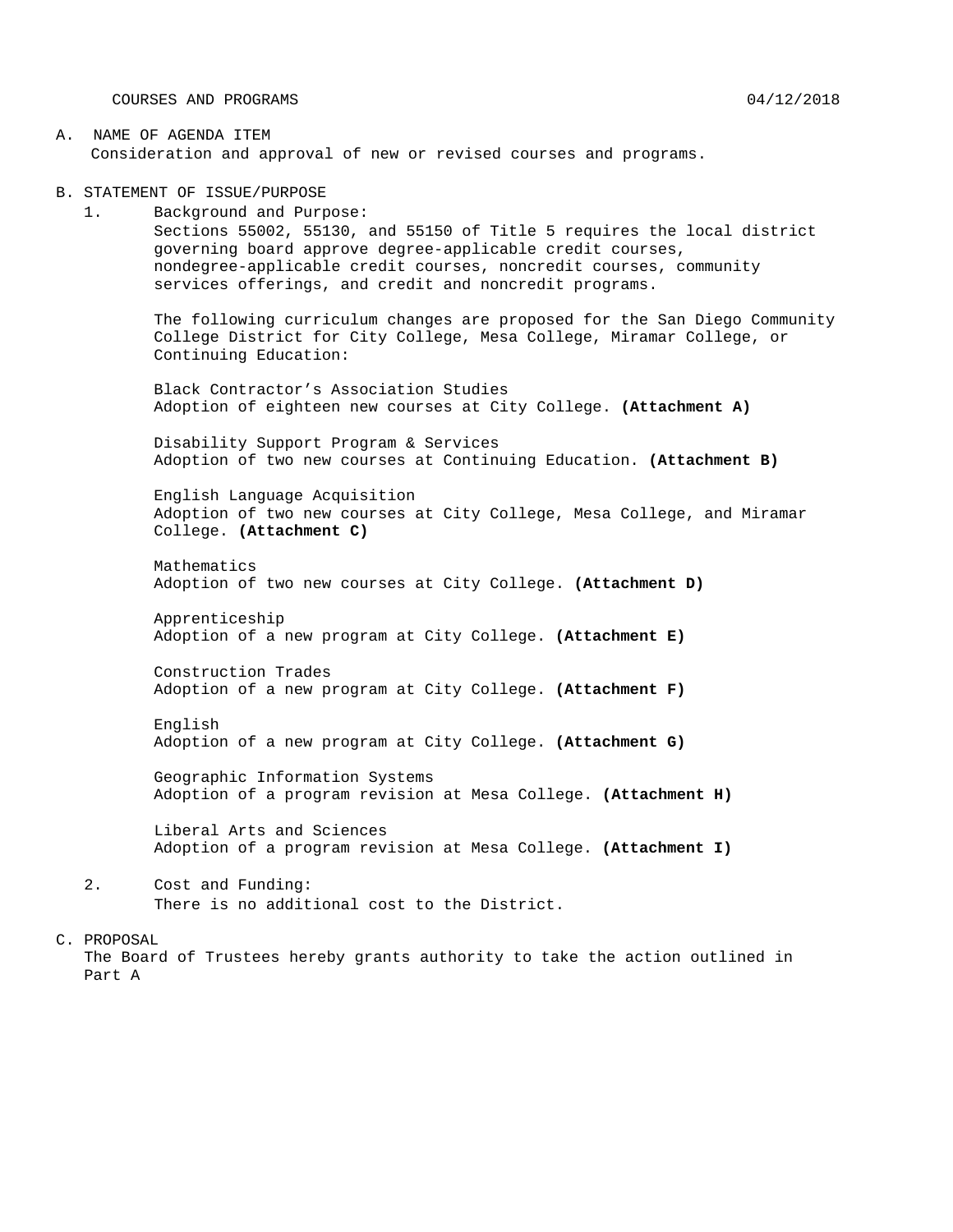COURSES AND PROGRAMS 04/12/2018

A. NAME OF AGENDA ITEM

Consideration and approval of new or revised courses and programs.

B. STATEMENT OF ISSUE/PURPOSE

1. Background and Purpose:

   Sections 55002, 55130, and 55150 of Title 5 requires the local district governing board approve degree-applicable credit courses, nondegree-applicable credit courses, noncredit courses, community services offerings, and credit and noncredit programs.

   The following curriculum changes are proposed for the San Diego Community College District for City College, Mesa College, Miramar College, or Continuing Education:

   Black Contractor's Association Studies
   Adoption of eighteen new courses at City College. **(Attachment A)**

   Disability Support Program & Services
   Adoption of two new courses at Continuing Education. **(Attachment B)**

   English Language Acquisition
   Adoption of two new courses at City College, Mesa College, and Miramar College. **(Attachment C)**

   Mathematics
   Adoption of two new courses at City College. **(Attachment D)**

   Apprenticeship
   Adoption of a new program at City College. **(Attachment E)**

   Construction Trades
   Adoption of a new program at City College. **(Attachment F)**

   English
   Adoption of a new program at City College. **(Attachment G)**

   Geographic Information Systems
   Adoption of a program revision at Mesa College. **(Attachment H)**

   Liberal Arts and Sciences
   Adoption of a program revision at Mesa College. **(Attachment I)**

2. Cost and Funding:

   There is no additional cost to the District.

C. PROPOSAL

The Board of Trustees hereby grants authority to take the action outlined in Part A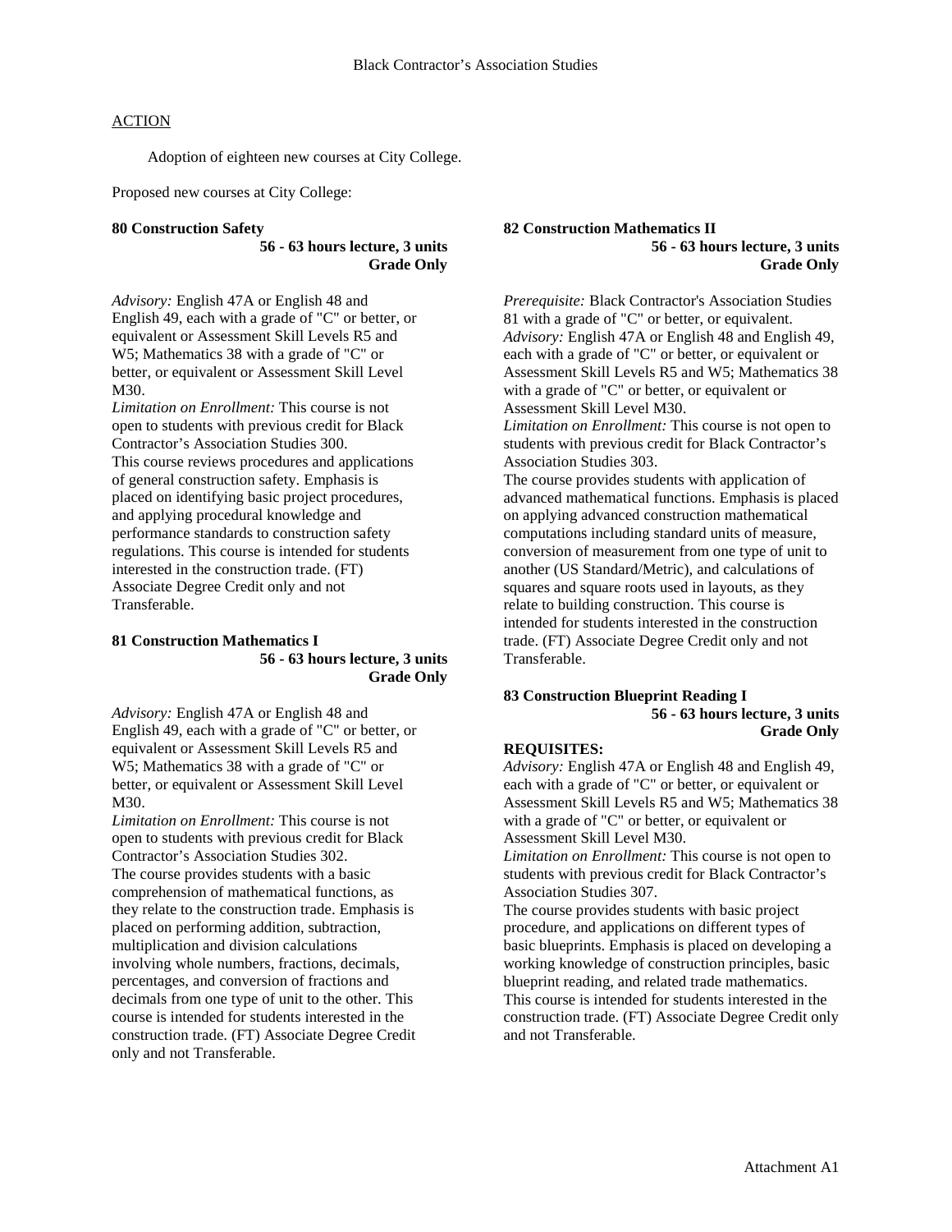# Black Contractor's Association Studies

ACTION

Adoption of eighteen new courses at City College.

Proposed new courses at City College:

**80 Construction Safety**
**56 - 63 hours lecture, 3 units**
**Grade Only**

*Advisory:* English 47A or English 48 and English 49, each with a grade of "C" or better, or equivalent or Assessment Skill Levels R5 and W5; Mathematics 38 with a grade of "C" or better, or equivalent or Assessment Skill Level M30.
*Limitation on Enrollment:* This course is not open to students with previous credit for Black Contractor's Association Studies 300.
This course reviews procedures and applications of general construction safety. Emphasis is placed on identifying basic project procedures, and applying procedural knowledge and performance standards to construction safety regulations. This course is intended for students interested in the construction trade. (FT) Associate Degree Credit only and not Transferable.

**81 Construction Mathematics I**
**56 - 63 hours lecture, 3 units**
**Grade Only**

*Advisory:* English 47A or English 48 and English 49, each with a grade of "C" or better, or equivalent or Assessment Skill Levels R5 and W5; Mathematics 38 with a grade of "C" or better, or equivalent or Assessment Skill Level M30.
*Limitation on Enrollment:* This course is not open to students with previous credit for Black Contractor's Association Studies 302.
The course provides students with a basic comprehension of mathematical functions, as they relate to the construction trade. Emphasis is placed on performing addition, subtraction, multiplication and division calculations involving whole numbers, fractions, decimals, percentages, and conversion of fractions and decimals from one type of unit to the other. This course is intended for students interested in the construction trade. (FT) Associate Degree Credit only and not Transferable.

**82 Construction Mathematics II**
**56 - 63 hours lecture, 3 units**
**Grade Only**

*Prerequisite:* Black Contractor's Association Studies 81 with a grade of "C" or better, or equivalent.
*Advisory:* English 47A or English 48 and English 49, each with a grade of "C" or better, or equivalent or Assessment Skill Levels R5 and W5; Mathematics 38 with a grade of "C" or better, or equivalent or Assessment Skill Level M30.
*Limitation on Enrollment:* This course is not open to students with previous credit for Black Contractor's Association Studies 303.
The course provides students with application of advanced mathematical functions. Emphasis is placed on applying advanced construction mathematical computations including standard units of measure, conversion of measurement from one type of unit to another (US Standard/Metric), and calculations of squares and square roots used in layouts, as they relate to building construction. This course is intended for students interested in the construction trade. (FT) Associate Degree Credit only and not Transferable.

**83 Construction Blueprint Reading I**
**56 - 63 hours lecture, 3 units**
**Grade Only**

**REQUISITES:**
*Advisory:* English 47A or English 48 and English 49, each with a grade of "C" or better, or equivalent or Assessment Skill Levels R5 and W5; Mathematics 38 with a grade of "C" or better, or equivalent or Assessment Skill Level M30.
*Limitation on Enrollment:* This course is not open to students with previous credit for Black Contractor's Association Studies 307.
The course provides students with basic project procedure, and applications on different types of basic blueprints. Emphasis is placed on developing a working knowledge of construction principles, basic blueprint reading, and related trade mathematics. This course is intended for students interested in the construction trade. (FT) Associate Degree Credit only and not Transferable.

Attachment A1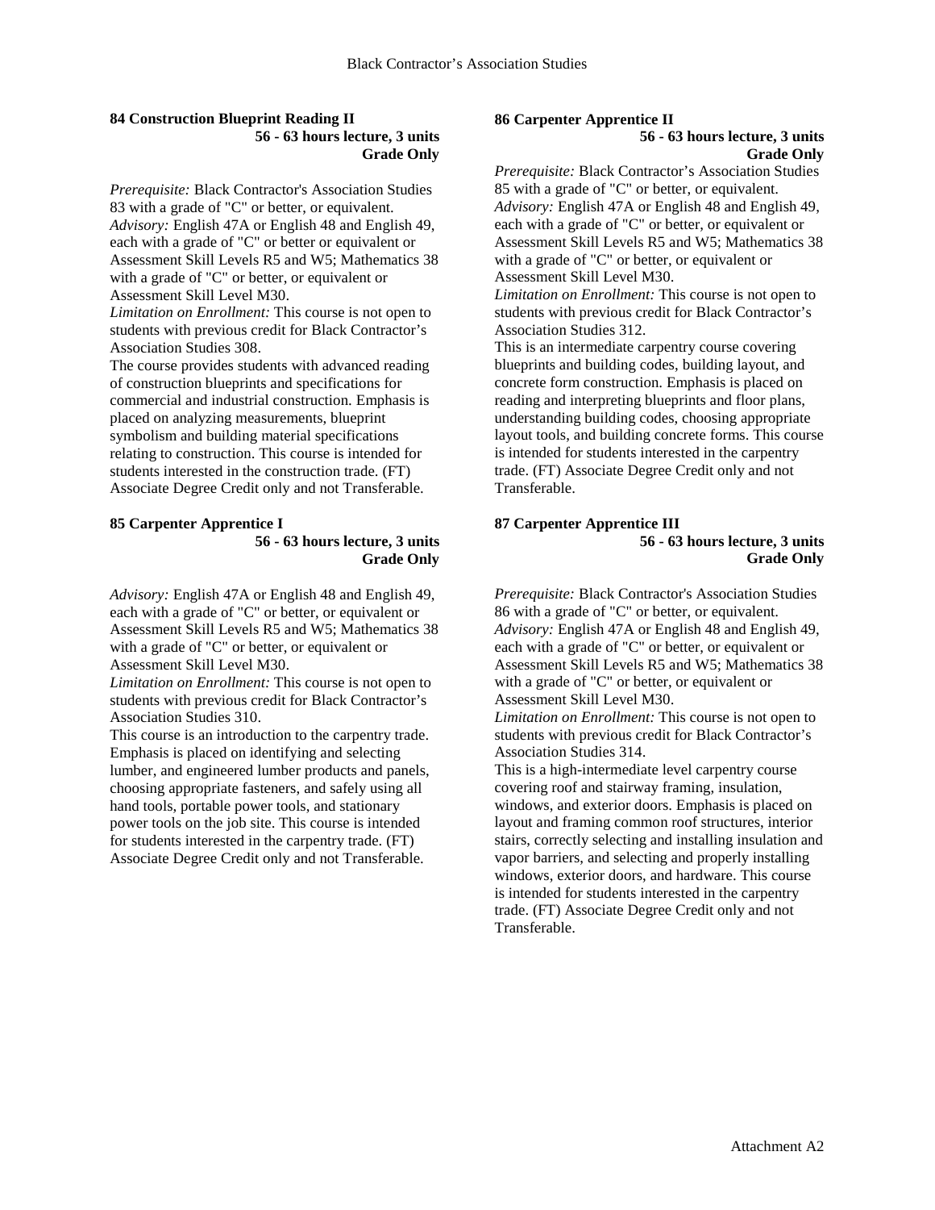### 84 Construction Blueprint Reading II

**56 - 63 hours lecture, 3 units**
**Grade Only**

*Prerequisite:* Black Contractor's Association Studies 83 with a grade of "C" or better, or equivalent.
*Advisory:* English 47A or English 48 and English 49, each with a grade of "C" or better or equivalent or Assessment Skill Levels R5 and W5; Mathematics 38 with a grade of "C" or better, or equivalent or Assessment Skill Level M30.
*Limitation on Enrollment:* This course is not open to students with previous credit for Black Contractor's Association Studies 308.
The course provides students with advanced reading of construction blueprints and specifications for commercial and industrial construction. Emphasis is placed on analyzing measurements, blueprint symbolism and building material specifications relating to construction. This course is intended for students interested in the construction trade. (FT) Associate Degree Credit only and not Transferable.

### 85 Carpenter Apprentice I

**56 - 63 hours lecture, 3 units**
**Grade Only**

*Advisory:* English 47A or English 48 and English 49, each with a grade of "C" or better, or equivalent or Assessment Skill Levels R5 and W5; Mathematics 38 with a grade of "C" or better, or equivalent or Assessment Skill Level M30.
*Limitation on Enrollment:* This course is not open to students with previous credit for Black Contractor's Association Studies 310.
This course is an introduction to the carpentry trade. Emphasis is placed on identifying and selecting lumber, and engineered lumber products and panels, choosing appropriate fasteners, and safely using all hand tools, portable power tools, and stationary power tools on the job site. This course is intended for students interested in the carpentry trade. (FT) Associate Degree Credit only and not Transferable.

### 86 Carpenter Apprentice II

**56 - 63 hours lecture, 3 units**
**Grade Only**

*Prerequisite:* Black Contractor's Association Studies 85 with a grade of "C" or better, or equivalent.
*Advisory:* English 47A or English 48 and English 49, each with a grade of "C" or better, or equivalent or Assessment Skill Levels R5 and W5; Mathematics 38 with a grade of "C" or better, or equivalent or Assessment Skill Level M30.
*Limitation on Enrollment:* This course is not open to students with previous credit for Black Contractor's Association Studies 312.
This is an intermediate carpentry course covering blueprints and building codes, building layout, and concrete form construction. Emphasis is placed on reading and interpreting blueprints and floor plans, understanding building codes, choosing appropriate layout tools, and building concrete forms. This course is intended for students interested in the carpentry trade. (FT) Associate Degree Credit only and not Transferable.

### 87 Carpenter Apprentice III

**56 - 63 hours lecture, 3 units**
**Grade Only**

*Prerequisite:* Black Contractor's Association Studies 86 with a grade of "C" or better, or equivalent.
*Advisory:* English 47A or English 48 and English 49, each with a grade of "C" or better, or equivalent or Assessment Skill Levels R5 and W5; Mathematics 38 with a grade of "C" or better, or equivalent or Assessment Skill Level M30.
*Limitation on Enrollment:* This course is not open to students with previous credit for Black Contractor's Association Studies 314.
This is a high-intermediate level carpentry course covering roof and stairway framing, insulation, windows, and exterior doors. Emphasis is placed on layout and framing common roof structures, interior stairs, correctly selecting and installing insulation and vapor barriers, and selecting and properly installing windows, exterior doors, and hardware. This course is intended for students interested in the carpentry trade. (FT) Associate Degree Credit only and not Transferable.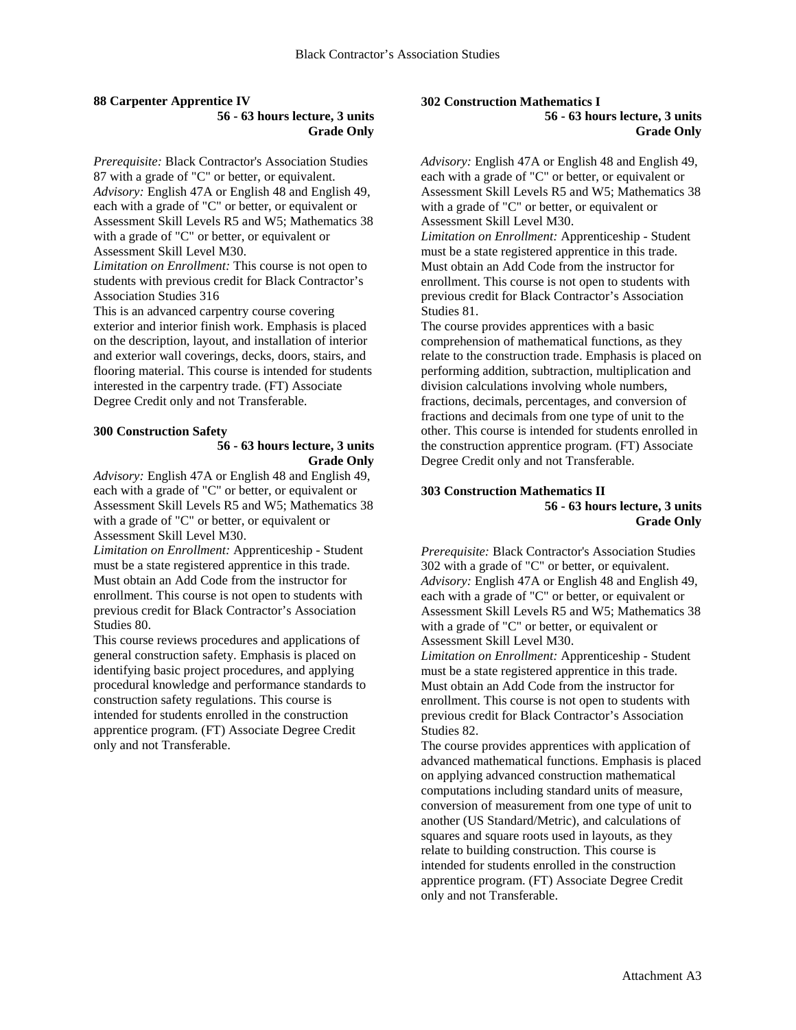**88 Carpenter Apprentice IV**

**56 - 63 hours lecture, 3 units**
**Grade Only**

*Prerequisite:* Black Contractor's Association Studies 87 with a grade of "C" or better, or equivalent.
*Advisory:* English 47A or English 48 and English 49, each with a grade of "C" or better, or equivalent or Assessment Skill Levels R5 and W5; Mathematics 38 with a grade of "C" or better, or equivalent or Assessment Skill Level M30.
*Limitation on Enrollment:* This course is not open to students with previous credit for Black Contractor's Association Studies 316
This is an advanced carpentry course covering exterior and interior finish work. Emphasis is placed on the description, layout, and installation of interior and exterior wall coverings, decks, doors, stairs, and flooring material. This course is intended for students interested in the carpentry trade. (FT) Associate Degree Credit only and not Transferable.

**300 Construction Safety**

**56 - 63 hours lecture, 3 units**
**Grade Only**

*Advisory:* English 47A or English 48 and English 49, each with a grade of "C" or better, or equivalent or Assessment Skill Levels R5 and W5; Mathematics 38 with a grade of "C" or better, or equivalent or Assessment Skill Level M30.
*Limitation on Enrollment:* Apprenticeship - Student must be a state registered apprentice in this trade. Must obtain an Add Code from the instructor for enrollment. This course is not open to students with previous credit for Black Contractor's Association Studies 80.
This course reviews procedures and applications of general construction safety. Emphasis is placed on identifying basic project procedures, and applying procedural knowledge and performance standards to construction safety regulations. This course is intended for students enrolled in the construction apprentice program. (FT) Associate Degree Credit only and not Transferable.

**302 Construction Mathematics I**

**56 - 63 hours lecture, 3 units**
**Grade Only**

*Advisory:* English 47A or English 48 and English 49, each with a grade of "C" or better, or equivalent or Assessment Skill Levels R5 and W5; Mathematics 38 with a grade of "C" or better, or equivalent or Assessment Skill Level M30.
*Limitation on Enrollment:* Apprenticeship - Student must be a state registered apprentice in this trade. Must obtain an Add Code from the instructor for enrollment. This course is not open to students with previous credit for Black Contractor's Association Studies 81.
The course provides apprentices with a basic comprehension of mathematical functions, as they relate to the construction trade. Emphasis is placed on performing addition, subtraction, multiplication and division calculations involving whole numbers, fractions, decimals, percentages, and conversion of fractions and decimals from one type of unit to the other. This course is intended for students enrolled in the construction apprentice program. (FT) Associate Degree Credit only and not Transferable.

**303 Construction Mathematics II**

**56 - 63 hours lecture, 3 units**
**Grade Only**

*Prerequisite:* Black Contractor's Association Studies 302 with a grade of "C" or better, or equivalent.
*Advisory:* English 47A or English 48 and English 49, each with a grade of "C" or better, or equivalent or Assessment Skill Levels R5 and W5; Mathematics 38 with a grade of "C" or better, or equivalent or Assessment Skill Level M30.
*Limitation on Enrollment:* Apprenticeship - Student must be a state registered apprentice in this trade. Must obtain an Add Code from the instructor for enrollment. This course is not open to students with previous credit for Black Contractor's Association Studies 82.
The course provides apprentices with application of advanced mathematical functions. Emphasis is placed on applying advanced construction mathematical computations including standard units of measure, conversion of measurement from one type of unit to another (US Standard/Metric), and calculations of squares and square roots used in layouts, as they relate to building construction. This course is intended for students enrolled in the construction apprentice program. (FT) Associate Degree Credit only and not Transferable.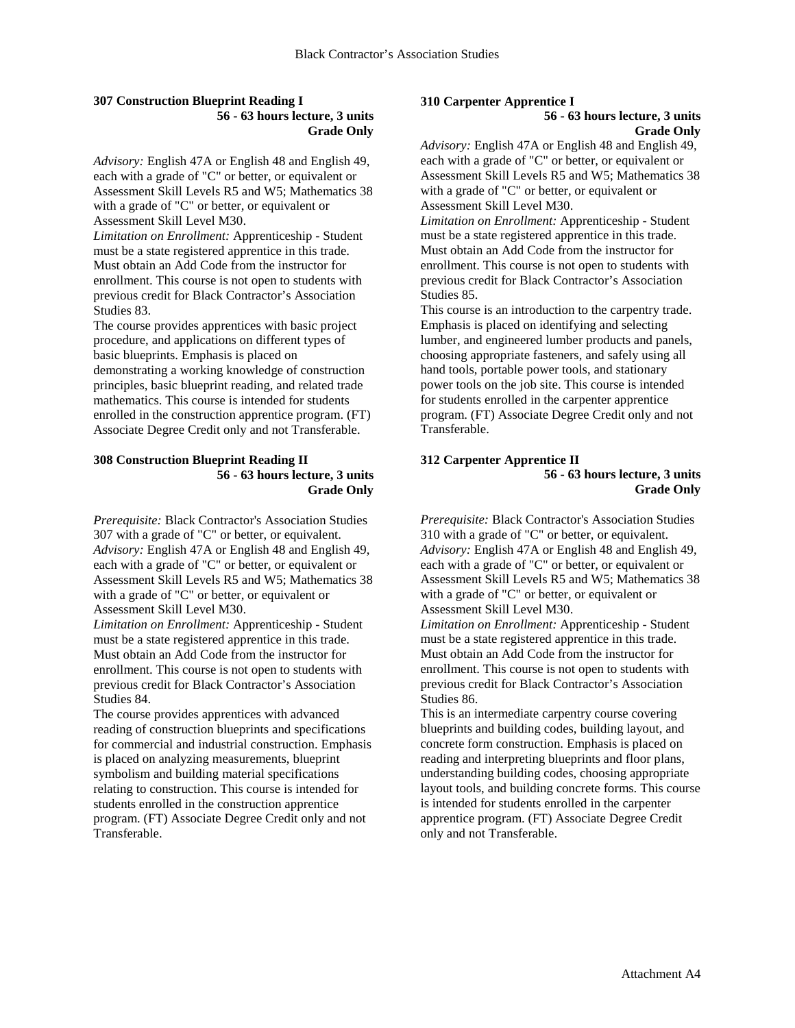### 307 Construction Blueprint Reading I

**56 - 63 hours lecture, 3 units**
**Grade Only**

*Advisory:* English 47A or English 48 and English 49, each with a grade of "C" or better, or equivalent or Assessment Skill Levels R5 and W5; Mathematics 38 with a grade of "C" or better, or equivalent or Assessment Skill Level M30.
*Limitation on Enrollment:* Apprenticeship - Student must be a state registered apprentice in this trade. Must obtain an Add Code from the instructor for enrollment. This course is not open to students with previous credit for Black Contractor's Association Studies 83.
The course provides apprentices with basic project procedure, and applications on different types of basic blueprints. Emphasis is placed on demonstrating a working knowledge of construction principles, basic blueprint reading, and related trade mathematics. This course is intended for students enrolled in the construction apprentice program. (FT) Associate Degree Credit only and not Transferable.

### 308 Construction Blueprint Reading II

**56 - 63 hours lecture, 3 units**
**Grade Only**

*Prerequisite:* Black Contractor's Association Studies 307 with a grade of "C" or better, or equivalent.
*Advisory:* English 47A or English 48 and English 49, each with a grade of "C" or better, or equivalent or Assessment Skill Levels R5 and W5; Mathematics 38 with a grade of "C" or better, or equivalent or Assessment Skill Level M30.
*Limitation on Enrollment:* Apprenticeship - Student must be a state registered apprentice in this trade. Must obtain an Add Code from the instructor for enrollment. This course is not open to students with previous credit for Black Contractor's Association Studies 84.
The course provides apprentices with advanced reading of construction blueprints and specifications for commercial and industrial construction. Emphasis is placed on analyzing measurements, blueprint symbolism and building material specifications relating to construction. This course is intended for students enrolled in the construction apprentice program. (FT) Associate Degree Credit only and not Transferable.

### 310 Carpenter Apprentice I

**56 - 63 hours lecture, 3 units**
**Grade Only**

*Advisory:* English 47A or English 48 and English 49, each with a grade of "C" or better, or equivalent or Assessment Skill Levels R5 and W5; Mathematics 38 with a grade of "C" or better, or equivalent or Assessment Skill Level M30.
*Limitation on Enrollment:* Apprenticeship - Student must be a state registered apprentice in this trade. Must obtain an Add Code from the instructor for enrollment. This course is not open to students with previous credit for Black Contractor's Association Studies 85.
This course is an introduction to the carpentry trade. Emphasis is placed on identifying and selecting lumber, and engineered lumber products and panels, choosing appropriate fasteners, and safely using all hand tools, portable power tools, and stationary power tools on the job site. This course is intended for students enrolled in the carpenter apprentice program. (FT) Associate Degree Credit only and not Transferable.

### 312 Carpenter Apprentice II

**56 - 63 hours lecture, 3 units**
**Grade Only**

*Prerequisite:* Black Contractor's Association Studies 310 with a grade of "C" or better, or equivalent.
*Advisory:* English 47A or English 48 and English 49, each with a grade of "C" or better, or equivalent or Assessment Skill Levels R5 and W5; Mathematics 38 with a grade of "C" or better, or equivalent or Assessment Skill Level M30.
*Limitation on Enrollment:* Apprenticeship - Student must be a state registered apprentice in this trade. Must obtain an Add Code from the instructor for enrollment. This course is not open to students with previous credit for Black Contractor's Association Studies 86.
This is an intermediate carpentry course covering blueprints and building codes, building layout, and concrete form construction. Emphasis is placed on reading and interpreting blueprints and floor plans, understanding building codes, choosing appropriate layout tools, and building concrete forms. This course is intended for students enrolled in the carpenter apprentice program. (FT) Associate Degree Credit only and not Transferable.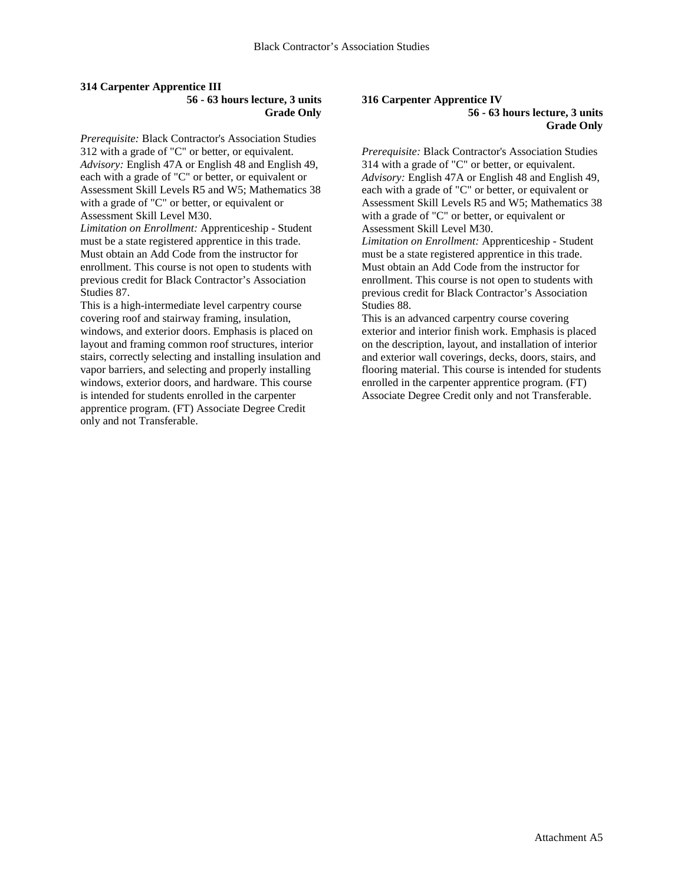**314 Carpenter Apprentice III**

**56 - 63 hours lecture, 3 units**
**Grade Only**

*Prerequisite:* Black Contractor's Association Studies 312 with a grade of "C" or better, or equivalent.
*Advisory:* English 47A or English 48 and English 49, each with a grade of "C" or better, or equivalent or Assessment Skill Levels R5 and W5; Mathematics 38 with a grade of "C" or better, or equivalent or Assessment Skill Level M30.
*Limitation on Enrollment:* Apprenticeship - Student must be a state registered apprentice in this trade. Must obtain an Add Code from the instructor for enrollment. This course is not open to students with previous credit for Black Contractor's Association Studies 87.
This is a high-intermediate level carpentry course covering roof and stairway framing, insulation, windows, and exterior doors. Emphasis is placed on layout and framing common roof structures, interior stairs, correctly selecting and installing insulation and vapor barriers, and selecting and properly installing windows, exterior doors, and hardware. This course is intended for students enrolled in the carpenter apprentice program. (FT) Associate Degree Credit only and not Transferable.

**316 Carpenter Apprentice IV**

**56 - 63 hours lecture, 3 units**
**Grade Only**

*Prerequisite:* Black Contractor's Association Studies 314 with a grade of "C" or better, or equivalent.
*Advisory:* English 47A or English 48 and English 49, each with a grade of "C" or better, or equivalent or Assessment Skill Levels R5 and W5; Mathematics 38 with a grade of "C" or better, or equivalent or Assessment Skill Level M30.
*Limitation on Enrollment:* Apprenticeship - Student must be a state registered apprentice in this trade. Must obtain an Add Code from the instructor for enrollment. This course is not open to students with previous credit for Black Contractor's Association Studies 88.
This is an advanced carpentry course covering exterior and interior finish work. Emphasis is placed on the description, layout, and installation of interior and exterior wall coverings, decks, doors, stairs, and flooring material. This course is intended for students enrolled in the carpenter apprentice program. (FT) Associate Degree Credit only and not Transferable.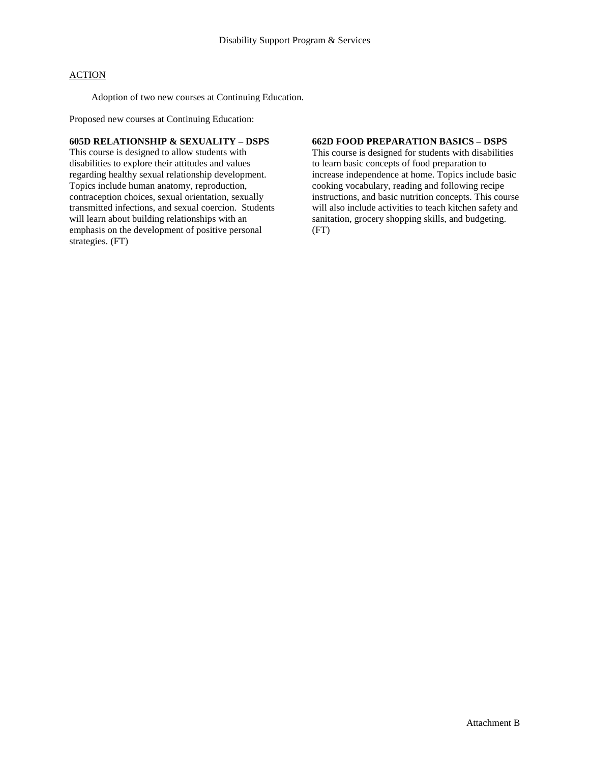Disability Support Program & Services

ACTION

Adoption of two new courses at Continuing Education.

Proposed new courses at Continuing Education:

**605D RELATIONSHIP & SEXUALITY – DSPS**
This course is designed to allow students with disabilities to explore their attitudes and values regarding healthy sexual relationship development. Topics include human anatomy, reproduction, contraception choices, sexual orientation, sexually transmitted infections, and sexual coercion. Students will learn about building relationships with an emphasis on the development of positive personal strategies. (FT)

**662D FOOD PREPARATION BASICS – DSPS**
This course is designed for students with disabilities to learn basic concepts of food preparation to increase independence at home. Topics include basic cooking vocabulary, reading and following recipe instructions, and basic nutrition concepts. This course will also include activities to teach kitchen safety and sanitation, grocery shopping skills, and budgeting. (FT)

Attachment B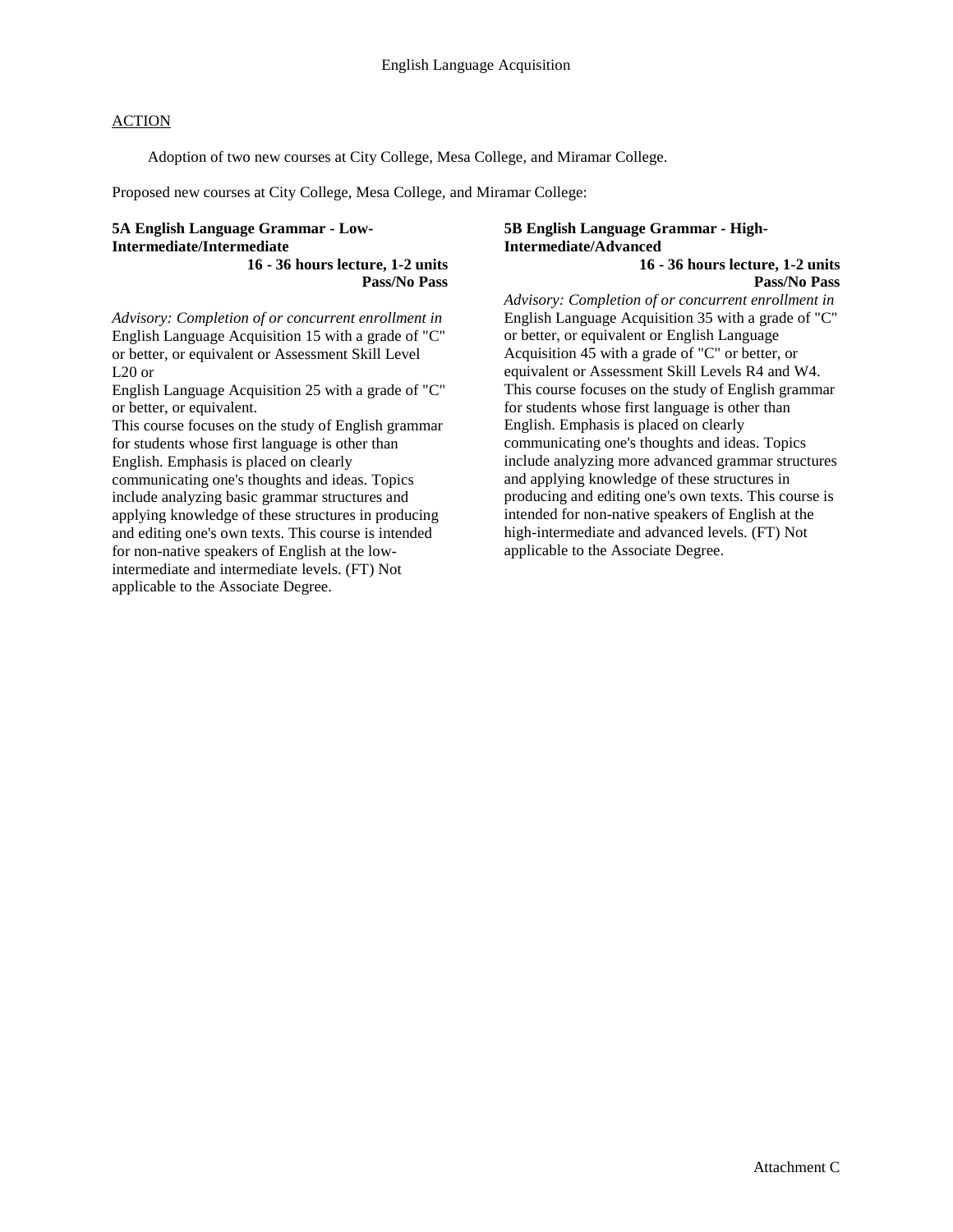English Language Acquisition

<u>ACTION</u>

Adoption of two new courses at City College, Mesa College, and Miramar College.

Proposed new courses at City College, Mesa College, and Miramar College:

**5A English Language Grammar - Low-Intermediate/Intermediate**
**16 - 36 hours lecture, 1-2 units**
**Pass/No Pass**

*Advisory: Completion of or concurrent enrollment in* English Language Acquisition 15 with a grade of "C" or better, or equivalent or Assessment Skill Level L20 or
English Language Acquisition 25 with a grade of "C" or better, or equivalent.
This course focuses on the study of English grammar for students whose first language is other than English. Emphasis is placed on clearly communicating one's thoughts and ideas. Topics include analyzing basic grammar structures and applying knowledge of these structures in producing and editing one's own texts. This course is intended for non-native speakers of English at the low-intermediate and intermediate levels. (FT) Not applicable to the Associate Degree.

**5B English Language Grammar - High-Intermediate/Advanced**
**16 - 36 hours lecture, 1-2 units**
**Pass/No Pass**

*Advisory: Completion of or concurrent enrollment in* English Language Acquisition 35 with a grade of "C" or better, or equivalent or English Language Acquisition 45 with a grade of "C" or better, or equivalent or Assessment Skill Levels R4 and W4.
This course focuses on the study of English grammar for students whose first language is other than English. Emphasis is placed on clearly communicating one's thoughts and ideas. Topics include analyzing more advanced grammar structures and applying knowledge of these structures in producing and editing one's own texts. This course is intended for non-native speakers of English at the high-intermediate and advanced levels. (FT) Not applicable to the Associate Degree.

Attachment C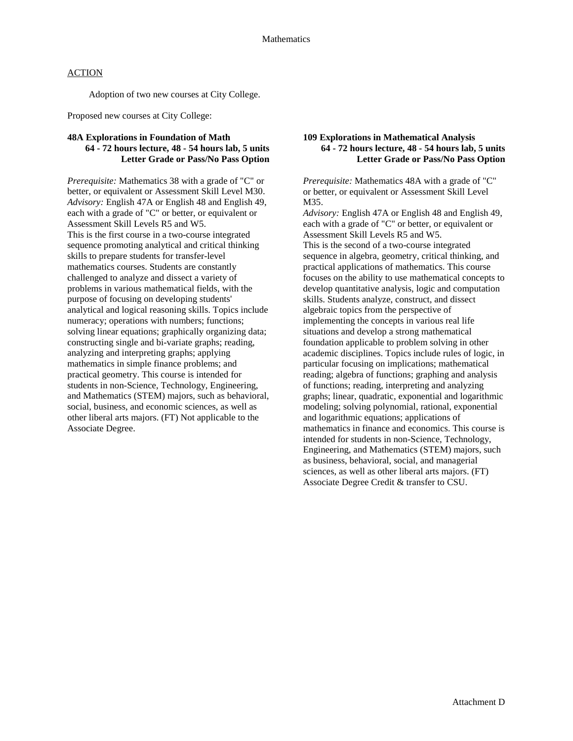Mathematics

ACTION

Adoption of two new courses at City College.

Proposed new courses at City College:

**48A Explorations in Foundation of Math**
**64 - 72 hours lecture, 48 - 54 hours lab, 5 units**
**Letter Grade or Pass/No Pass Option**

*Prerequisite:* Mathematics 38 with a grade of "C" or better, or equivalent or Assessment Skill Level M30.
*Advisory:* English 47A or English 48 and English 49, each with a grade of "C" or better, or equivalent or Assessment Skill Levels R5 and W5.
This is the first course in a two-course integrated sequence promoting analytical and critical thinking skills to prepare students for transfer-level mathematics courses. Students are constantly challenged to analyze and dissect a variety of problems in various mathematical fields, with the purpose of focusing on developing students' analytical and logical reasoning skills. Topics include numeracy; operations with numbers; functions; solving linear equations; graphically organizing data; constructing single and bi-variate graphs; reading, analyzing and interpreting graphs; applying mathematics in simple finance problems; and practical geometry. This course is intended for students in non-Science, Technology, Engineering, and Mathematics (STEM) majors, such as behavioral, social, business, and economic sciences, as well as other liberal arts majors. (FT) Not applicable to the Associate Degree.

**109 Explorations in Mathematical Analysis**
**64 - 72 hours lecture, 48 - 54 hours lab, 5 units**
**Letter Grade or Pass/No Pass Option**

*Prerequisite:* Mathematics 48A with a grade of "C" or better, or equivalent or Assessment Skill Level M35.
*Advisory:* English 47A or English 48 and English 49, each with a grade of "C" or better, or equivalent or Assessment Skill Levels R5 and W5.
This is the second of a two-course integrated sequence in algebra, geometry, critical thinking, and practical applications of mathematics. This course focuses on the ability to use mathematical concepts to develop quantitative analysis, logic and computation skills. Students analyze, construct, and dissect algebraic topics from the perspective of implementing the concepts in various real life situations and develop a strong mathematical foundation applicable to problem solving in other academic disciplines. Topics include rules of logic, in particular focusing on implications; mathematical reading; algebra of functions; graphing and analysis of functions; reading, interpreting and analyzing graphs; linear, quadratic, exponential and logarithmic modeling; solving polynomial, rational, exponential and logarithmic equations; applications of mathematics in finance and economics. This course is intended for students in non-Science, Technology, Engineering, and Mathematics (STEM) majors, such as business, behavioral, social, and managerial sciences, as well as other liberal arts majors. (FT) Associate Degree Credit & transfer to CSU.

Attachment D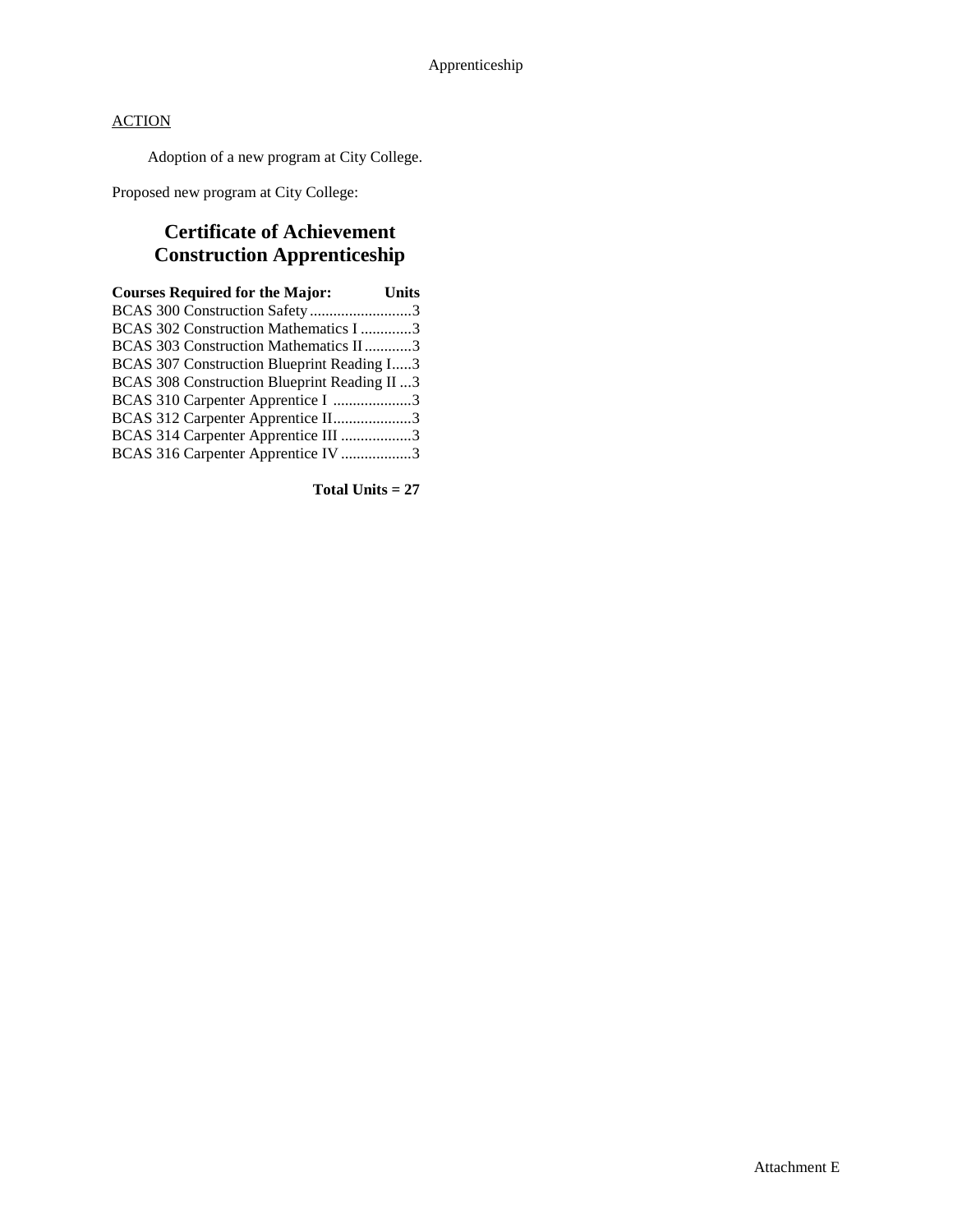Apprenticeship

ACTION

Adoption of a new program at City College.

Proposed new program at City College:

## Certificate of Achievement
## Construction Apprenticeship

| Courses Required for the Major: | Units |
|---|---|
| BCAS 300 Construction Safety | 3 |
| BCAS 302 Construction Mathematics I | 3 |
| BCAS 303 Construction Mathematics II | 3 |
| BCAS 307 Construction Blueprint Reading I | 3 |
| BCAS 308 Construction Blueprint Reading II | 3 |
| BCAS 310 Carpenter Apprentice I | 3 |
| BCAS 312 Carpenter Apprentice II | 3 |
| BCAS 314 Carpenter Apprentice III | 3 |
| BCAS 316 Carpenter Apprentice IV | 3 |

**Total Units = 27**

Attachment E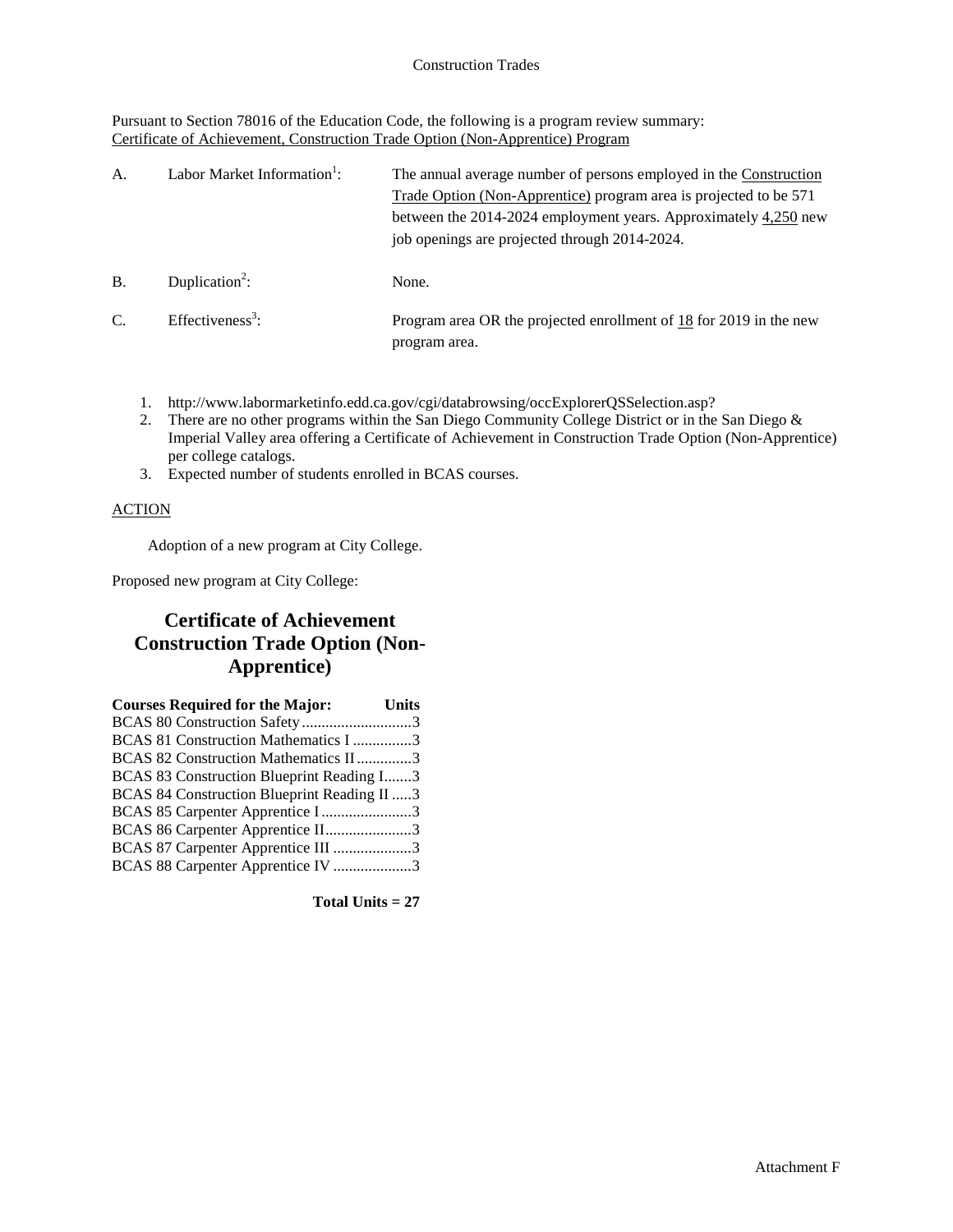Construction Trades

Pursuant to Section 78016 of the Education Code, the following is a program review summary:
Certificate of Achievement, Construction Trade Option (Non-Apprentice) Program

A. Labor Market Information[1]: The annual average number of persons employed in the Construction Trade Option (Non-Apprentice) program area is projected to be 571 between the 2014-2024 employment years. Approximately 4,250 new job openings are projected through 2014-2024.

B. Duplication[2]: None.

C. Effectiveness[3]: Program area OR the projected enrollment of 18 for 2019 in the new program area.

1. http://www.labormarketinfo.edd.ca.gov/cgi/databrowsing/occExplorerQSSelection.asp?
2. There are no other programs within the San Diego Community College District or in the San Diego & Imperial Valley area offering a Certificate of Achievement in Construction Trade Option (Non-Apprentice) per college catalogs.
3. Expected number of students enrolled in BCAS courses.

ACTION

Adoption of a new program at City College.

Proposed new program at City College:

## Certificate of Achievement Construction Trade Option (Non-Apprentice)

| Courses Required for the Major: | Units |
|---|---|
| BCAS 80 Construction Safety | 3 |
| BCAS 81 Construction Mathematics I | 3 |
| BCAS 82 Construction Mathematics II | 3 |
| BCAS 83 Construction Blueprint Reading I | 3 |
| BCAS 84 Construction Blueprint Reading II | 3 |
| BCAS 85 Carpenter Apprentice I | 3 |
| BCAS 86 Carpenter Apprentice II | 3 |
| BCAS 87 Carpenter Apprentice III | 3 |
| BCAS 88 Carpenter Apprentice IV | 3 |

**Total Units = 27**

Attachment F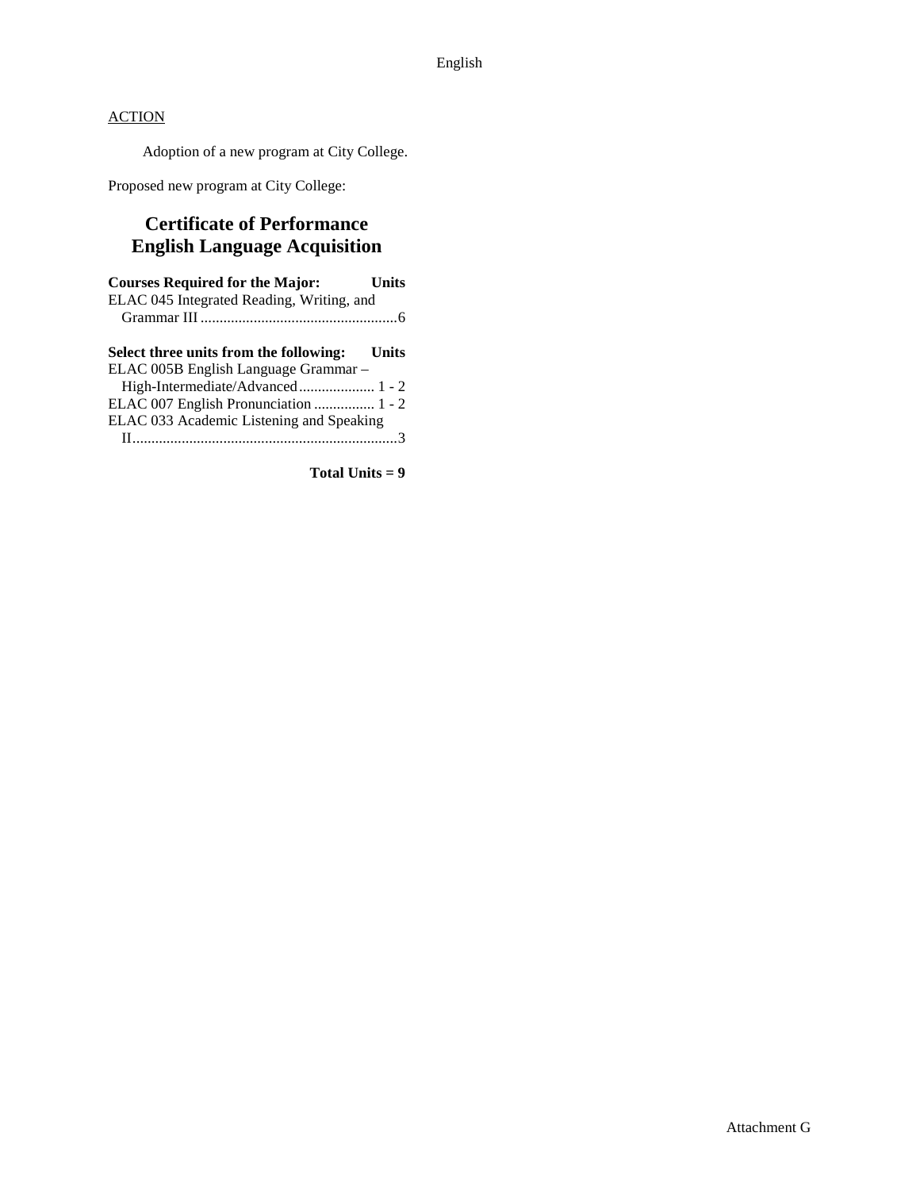ACTION

Adoption of a new program at City College.

Proposed new program at City College:

# Certificate of Performance
# English Language Acquisition

| Courses Required for the Major: | Units |
|---|---|
| ELAC 045 Integrated Reading, Writing, and Grammar III | 6 |

| Select three units from the following: | Units |
|---|---|
| ELAC 005B English Language Grammar – High-Intermediate/Advanced | 1 - 2 |
| ELAC 007 English Pronunciation | 1 - 2 |
| ELAC 033 Academic Listening and Speaking II | 3 |

**Total Units = 9**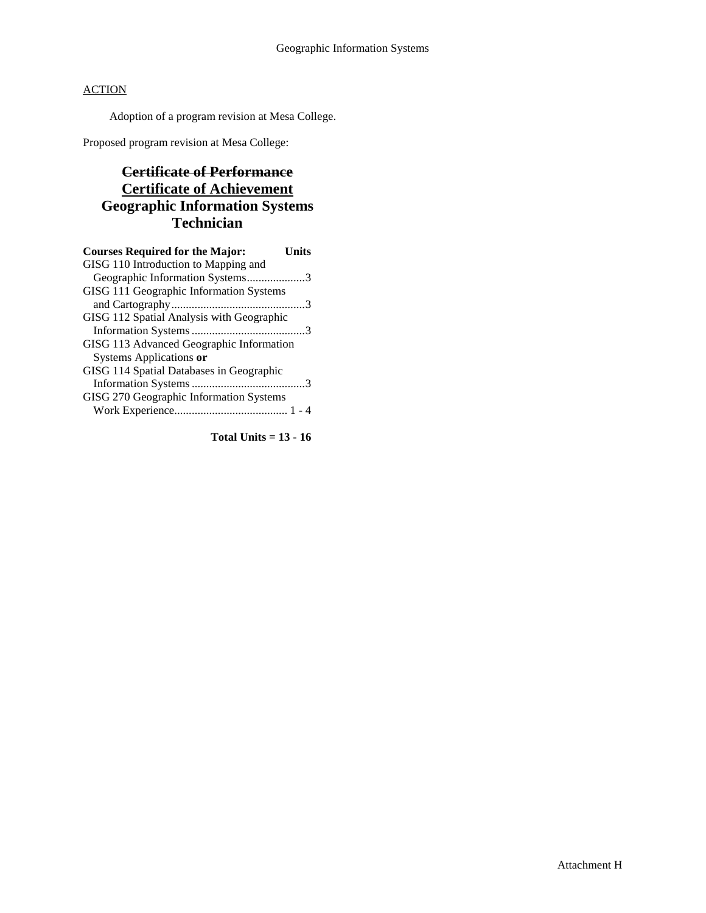Geographic Information Systems

ACTION

Adoption of a program revision at Mesa College.

Proposed program revision at Mesa College:

## ~~Certificate of Performance~~
## <u>Certificate of Achievement</u>
## Geographic Information Systems Technician

| Courses Required for the Major: | Units |
|---|---|
| GISG 110 Introduction to Mapping and Geographic Information Systems | 3 |
| GISG 111 Geographic Information Systems and Cartography | 3 |
| GISG 112 Spatial Analysis with Geographic Information Systems | 3 |
| GISG 113 Advanced Geographic Information Systems Applications **or** | |
| GISG 114 Spatial Databases in Geographic Information Systems | 3 |
| GISG 270 Geographic Information Systems Work Experience | 1 - 4 |

**Total Units = 13 - 16**

Attachment H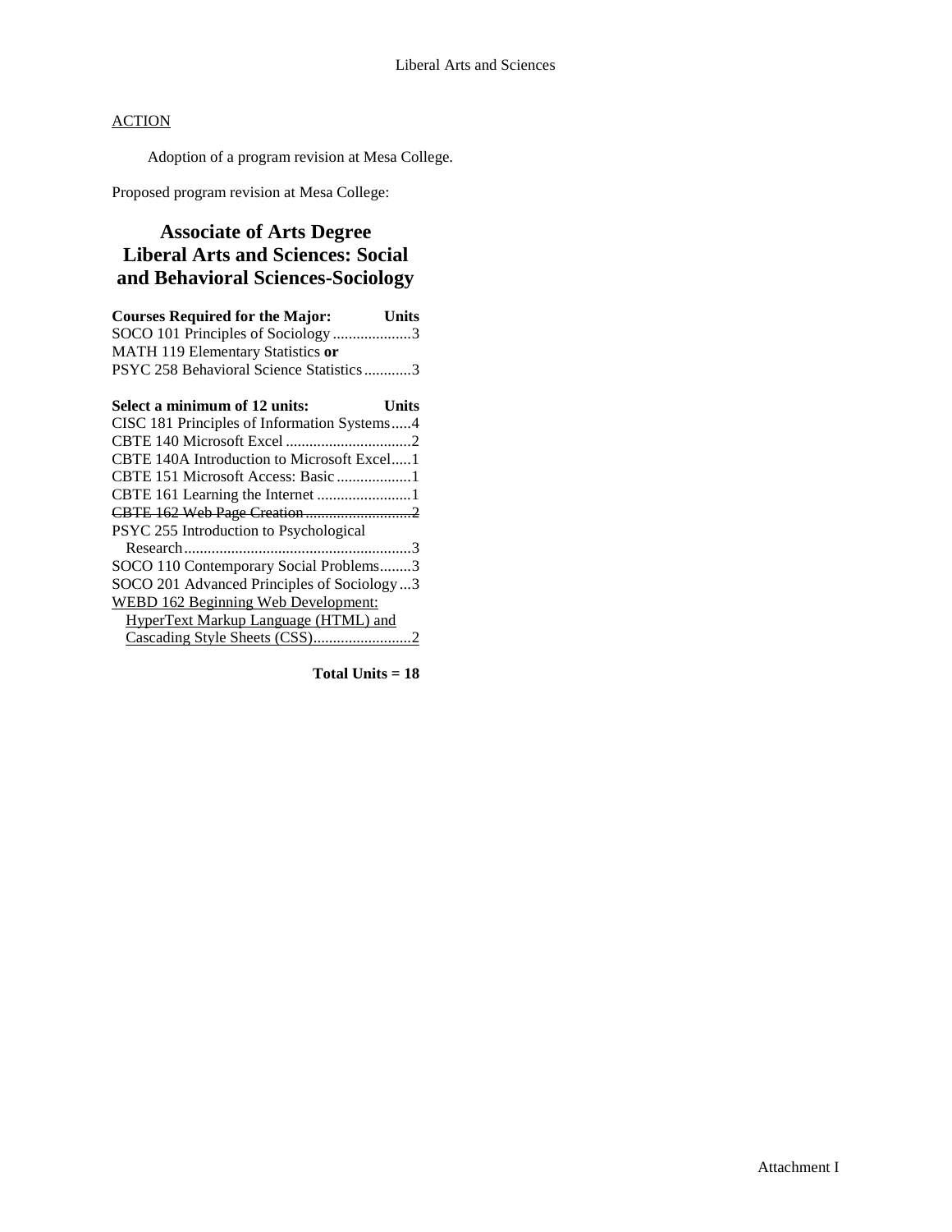ACTION

Adoption of a program revision at Mesa College.

Proposed program revision at Mesa College:

## Associate of Arts Degree
## Liberal Arts and Sciences: Social and Behavioral Sciences-Sociology

| Courses Required for the Major: | Units |
|---|---|
| SOCO 101 Principles of Sociology | 3 |
| MATH 119 Elementary Statistics **or** PSYC 258 Behavioral Science Statistics | 3 |

| Select a minimum of 12 units: | Units |
|---|---|
| CISC 181 Principles of Information Systems | 4 |
| CBTE 140 Microsoft Excel | 2 |
| CBTE 140A Introduction to Microsoft Excel | 1 |
| CBTE 151 Microsoft Access: Basic | 1 |
| CBTE 161 Learning the Internet | 1 |
| ~~CBTE 162 Web Page Creation~~ | ~~2~~ |
| PSYC 255 Introduction to Psychological Research | 3 |
| SOCO 110 Contemporary Social Problems | 3 |
| SOCO 201 Advanced Principles of Sociology | 3 |
| <u>WEBD 162 Beginning Web Development: HyperText Markup Language (HTML) and Cascading Style Sheets (CSS)</u> | <u>2</u> |

**Total Units = 18**

Attachment I